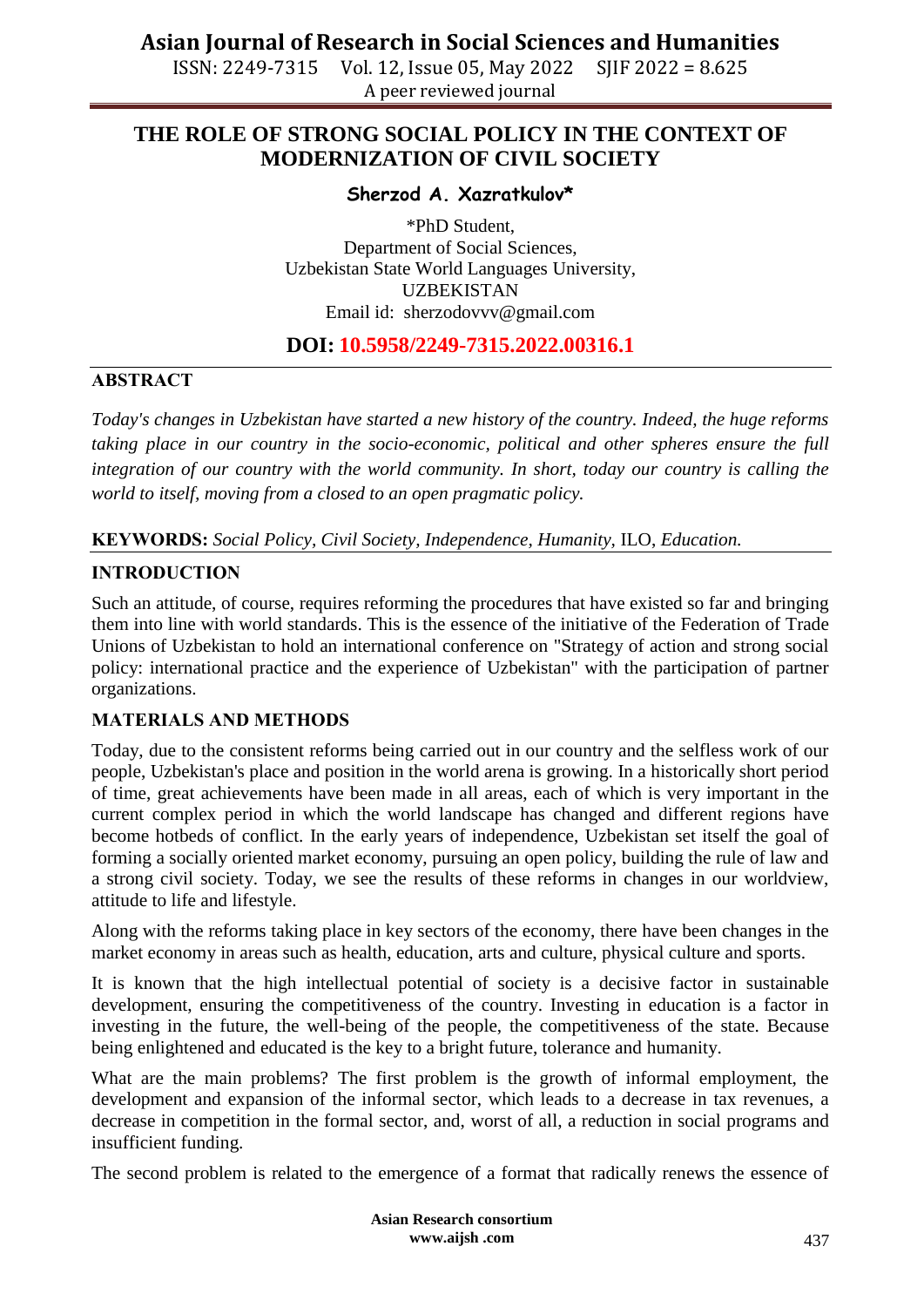# THE ROLE OF STRONG SOCIAL POLICY IN THE CONTEXT OF MODERNIZATION OF CIVIL SOCIETY

**Sherzod A. Xazratkulov***

*PhD Student,
Department of Social Sciences,
Uzbekistan State World Languages University,
UZBEKISTAN
Email id: sherzodovvv@gmail.com

**DOI: 10.5958/2249-7315.2022.00316.1**

## ABSTRACT

*Today's changes in Uzbekistan have started a new history of the country. Indeed, the huge reforms taking place in our country in the socio-economic, political and other spheres ensure the full integration of our country with the world community. In short, today our country is calling the world to itself, moving from a closed to an open pragmatic policy.*

**KEYWORDS:** *Social Policy, Civil Society, Independence, Humanity,* ILO, *Education.*

## INTRODUCTION

Such an attitude, of course, requires reforming the procedures that have existed so far and bringing them into line with world standards. This is the essence of the initiative of the Federation of Trade Unions of Uzbekistan to hold an international conference on "Strategy of action and strong social policy: international practice and the experience of Uzbekistan" with the participation of partner organizations.

## MATERIALS AND METHODS

Today, due to the consistent reforms being carried out in our country and the selfless work of our people, Uzbekistan's place and position in the world arena is growing. In a historically short period of time, great achievements have been made in all areas, each of which is very important in the current complex period in which the world landscape has changed and different regions have become hotbeds of conflict. In the early years of independence, Uzbekistan set itself the goal of forming a socially oriented market economy, pursuing an open policy, building the rule of law and a strong civil society. Today, we see the results of these reforms in changes in our worldview, attitude to life and lifestyle.

Along with the reforms taking place in key sectors of the economy, there have been changes in the market economy in areas such as health, education, arts and culture, physical culture and sports.

It is known that the high intellectual potential of society is a decisive factor in sustainable development, ensuring the competitiveness of the country. Investing in education is a factor in investing in the future, the well-being of the people, the competitiveness of the state. Because being enlightened and educated is the key to a bright future, tolerance and humanity.

What are the main problems? The first problem is the growth of informal employment, the development and expansion of the informal sector, which leads to a decrease in tax revenues, a decrease in competition in the formal sector, and, worst of all, a reduction in social programs and insufficient funding.

The second problem is related to the emergence of a format that radically renews the essence of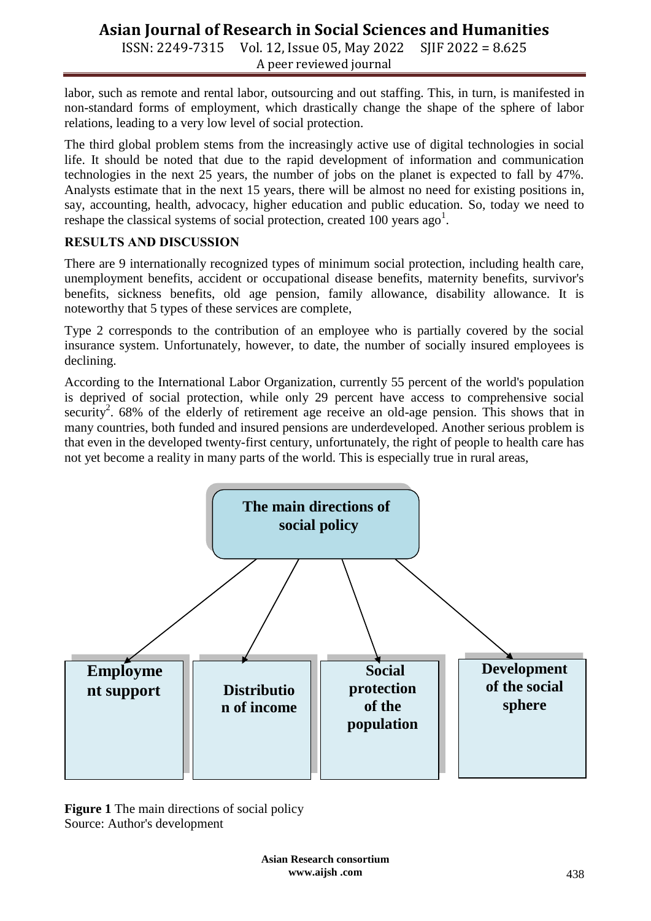labor, such as remote and rental labor, outsourcing and out staffing. This, in turn, is manifested in non-standard forms of employment, which drastically change the shape of the sphere of labor relations, leading to a very low level of social protection.

The third global problem stems from the increasingly active use of digital technologies in social life. It should be noted that due to the rapid development of information and communication technologies in the next 25 years, the number of jobs on the planet is expected to fall by 47%. Analysts estimate that in the next 15 years, there will be almost no need for existing positions in, say, accounting, health, advocacy, higher education and public education. So, today we need to reshape the classical systems of social protection, created 100 years ago[1].

## RESULTS AND DISCUSSION

There are 9 internationally recognized types of minimum social protection, including health care, unemployment benefits, accident or occupational disease benefits, maternity benefits, survivor's benefits, sickness benefits, old age pension, family allowance, disability allowance. It is noteworthy that 5 types of these services are complete,

Type 2 corresponds to the contribution of an employee who is partially covered by the social insurance system. Unfortunately, however, to date, the number of socially insured employees is declining.

According to the International Labor Organization, currently 55 percent of the world's population is deprived of social protection, while only 29 percent have access to comprehensive social security[2]. 68% of the elderly of retirement age receive an old-age pension. This shows that in many countries, both funded and insured pensions are underdeveloped. Another serious problem is that even in the developed twenty-first century, unfortunately, the right of people to health care has not yet become a reality in many parts of the world. This is especially true in rural areas,

The main directions of social policy

- Employment support
- Distribution of income
- Social protection of the population
- Development of the social sphere

**Figure 1** The main directions of social policy
Source: Author's development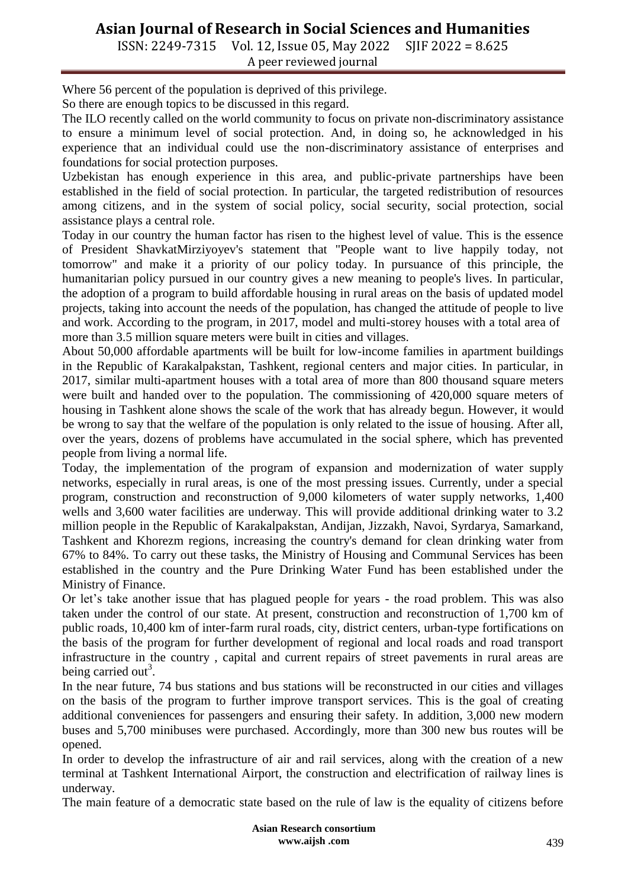Where 56 percent of the population is deprived of this privilege.

So there are enough topics to be discussed in this regard.

The ILO recently called on the world community to focus on private non-discriminatory assistance to ensure a minimum level of social protection. And, in doing so, he acknowledged in his experience that an individual could use the non-discriminatory assistance of enterprises and foundations for social protection purposes.

Uzbekistan has enough experience in this area, and public-private partnerships have been established in the field of social protection. In particular, the targeted redistribution of resources among citizens, and in the system of social policy, social security, social protection, social assistance plays a central role.

Today in our country the human factor has risen to the highest level of value. This is the essence of President ShavkatMirziyoyev's statement that "People want to live happily today, not tomorrow" and make it a priority of our policy today. In pursuance of this principle, the humanitarian policy pursued in our country gives a new meaning to people's lives. In particular, the adoption of a program to build affordable housing in rural areas on the basis of updated model projects, taking into account the needs of the population, has changed the attitude of people to live and work. According to the program, in 2017, model and multi-storey houses with a total area of more than 3.5 million square meters were built in cities and villages.

About 50,000 affordable apartments will be built for low-income families in apartment buildings in the Republic of Karakalpakstan, Tashkent, regional centers and major cities. In particular, in 2017, similar multi-apartment houses with a total area of more than 800 thousand square meters were built and handed over to the population. The commissioning of 420,000 square meters of housing in Tashkent alone shows the scale of the work that has already begun. However, it would be wrong to say that the welfare of the population is only related to the issue of housing. After all, over the years, dozens of problems have accumulated in the social sphere, which has prevented people from living a normal life.

Today, the implementation of the program of expansion and modernization of water supply networks, especially in rural areas, is one of the most pressing issues. Currently, under a special program, construction and reconstruction of 9,000 kilometers of water supply networks, 1,400 wells and 3,600 water facilities are underway. This will provide additional drinking water to 3.2 million people in the Republic of Karakalpakstan, Andijan, Jizzakh, Navoi, Syrdarya, Samarkand, Tashkent and Khorezm regions, increasing the country's demand for clean drinking water from 67% to 84%. To carry out these tasks, the Ministry of Housing and Communal Services has been established in the country and the Pure Drinking Water Fund has been established under the Ministry of Finance.

Or let's take another issue that has plagued people for years - the road problem. This was also taken under the control of our state. At present, construction and reconstruction of 1,700 km of public roads, 10,400 km of inter-farm rural roads, city, district centers, urban-type fortifications on the basis of the program for further development of regional and local roads and road transport infrastructure in the country , capital and current repairs of street pavements in rural areas are being carried out[3].

In the near future, 74 bus stations and bus stations will be reconstructed in our cities and villages on the basis of the program to further improve transport services. This is the goal of creating additional conveniences for passengers and ensuring their safety. In addition, 3,000 new modern buses and 5,700 minibuses were purchased. Accordingly, more than 300 new bus routes will be opened.

In order to develop the infrastructure of air and rail services, along with the creation of a new terminal at Tashkent International Airport, the construction and electrification of railway lines is underway.

The main feature of a democratic state based on the rule of law is the equality of citizens before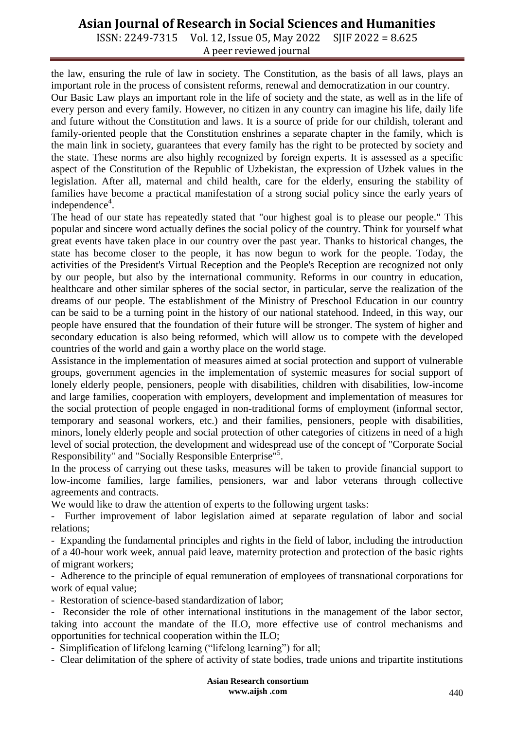the law, ensuring the rule of law in society. The Constitution, as the basis of all laws, plays an important role in the process of consistent reforms, renewal and democratization in our country.

Our Basic Law plays an important role in the life of society and the state, as well as in the life of every person and every family. However, no citizen in any country can imagine his life, daily life and future without the Constitution and laws. It is a source of pride for our childish, tolerant and family-oriented people that the Constitution enshrines a separate chapter in the family, which is the main link in society, guarantees that every family has the right to be protected by society and the state. These norms are also highly recognized by foreign experts. It is assessed as a specific aspect of the Constitution of the Republic of Uzbekistan, the expression of Uzbek values in the legislation. After all, maternal and child health, care for the elderly, ensuring the stability of families have become a practical manifestation of a strong social policy since the early years of independence[4].

The head of our state has repeatedly stated that "our highest goal is to please our people." This popular and sincere word actually defines the social policy of the country. Think for yourself what great events have taken place in our country over the past year. Thanks to historical changes, the state has become closer to the people, it has now begun to work for the people. Today, the activities of the President's Virtual Reception and the People's Reception are recognized not only by our people, but also by the international community. Reforms in our country in education, healthcare and other similar spheres of the social sector, in particular, serve the realization of the dreams of our people. The establishment of the Ministry of Preschool Education in our country can be said to be a turning point in the history of our national statehood. Indeed, in this way, our people have ensured that the foundation of their future will be stronger. The system of higher and secondary education is also being reformed, which will allow us to compete with the developed countries of the world and gain a worthy place on the world stage.

Assistance in the implementation of measures aimed at social protection and support of vulnerable groups, government agencies in the implementation of systemic measures for social support of lonely elderly people, pensioners, people with disabilities, children with disabilities, low-income and large families, cooperation with employers, development and implementation of measures for the social protection of people engaged in non-traditional forms of employment (informal sector, temporary and seasonal workers, etc.) and their families, pensioners, people with disabilities, minors, lonely elderly people and social protection of other categories of citizens in need of a high level of social protection, the development and widespread use of the concept of "Corporate Social Responsibility" and "Socially Responsible Enterprise"[5].

In the process of carrying out these tasks, measures will be taken to provide financial support to low-income families, large families, pensioners, war and labor veterans through collective agreements and contracts.

We would like to draw the attention of experts to the following urgent tasks:

- Further improvement of labor legislation aimed at separate regulation of labor and social relations;
- Expanding the fundamental principles and rights in the field of labor, including the introduction of a 40-hour work week, annual paid leave, maternity protection and protection of the basic rights of migrant workers;
- Adherence to the principle of equal remuneration of employees of transnational corporations for work of equal value;
- Restoration of science-based standardization of labor;
- Reconsider the role of other international institutions in the management of the labor sector, taking into account the mandate of the ILO, more effective use of control mechanisms and opportunities for technical cooperation within the ILO;
- Simplification of lifelong learning ("lifelong learning") for all;
- Clear delimitation of the sphere of activity of state bodies, trade unions and tripartite institutions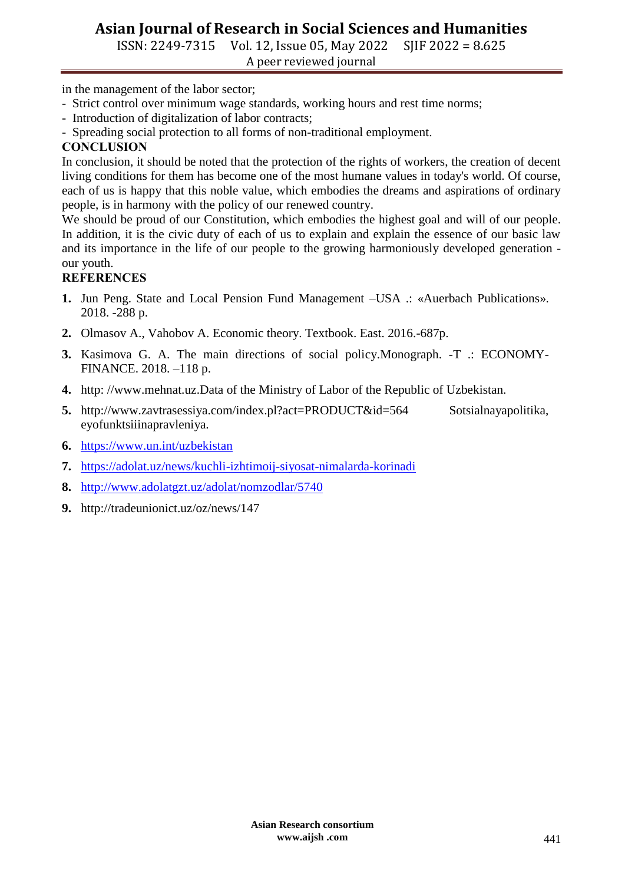in the management of the labor sector;

- Strict control over minimum wage standards, working hours and rest time norms;
- Introduction of digitalization of labor contracts;
- Spreading social protection to all forms of non-traditional employment.

**CONCLUSION**

In conclusion, it should be noted that the protection of the rights of workers, the creation of decent living conditions for them has become one of the most humane values in today's world. Of course, each of us is happy that this noble value, which embodies the dreams and aspirations of ordinary people, is in harmony with the policy of our renewed country.

We should be proud of our Constitution, which embodies the highest goal and will of our people. In addition, it is the civic duty of each of us to explain and explain the essence of our basic law and its importance in the life of our people to the growing harmoniously developed generation - our youth.

**REFERENCES**

1. Jun Peng. State and Local Pension Fund Management –USA .: «Auerbach Publications». 2018. -288 p.
2. Olmasov A., Vahobov A. Economic theory. Textbook. East. 2016.-687p.
3. Kasimova G. A. The main directions of social policy.Monograph. -T .: ECONOMY-FINANCE. 2018. –118 p.
4. http: //www.mehnat.uz.Data of the Ministry of Labor of the Republic of Uzbekistan.
5. http://www.zavtrasessiya.com/index.pl?act=PRODUCT&id=564 Sotsialnayapolitika, eyofunktsiiinapravleniya.
6. https://www.un.int/uzbekistan
7. https://adolat.uz/news/kuchli-izhtimoij-siyosat-nimalarda-korinadi
8. http://www.adolatgzt.uz/adolat/nomzodlar/5740
9. http://tradeunionict.uz/oz/news/147